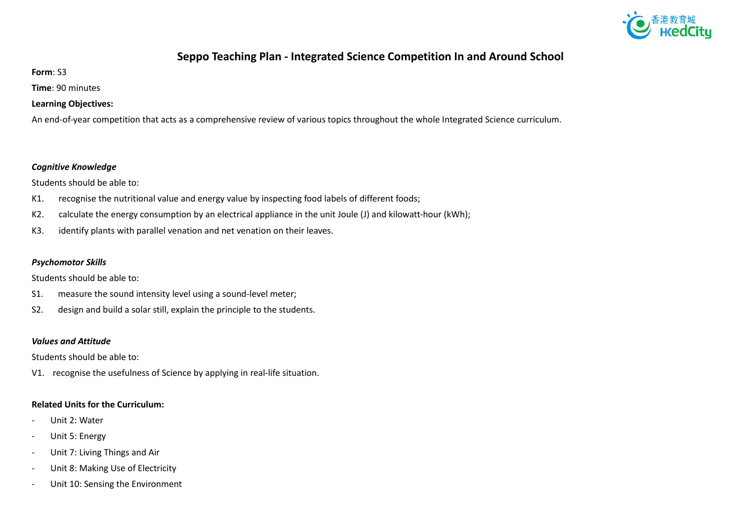# Seppo Teaching Plan - Integrated Science Competition In and Around School

**Form**: S3

**Time**: 90 minutes

**Learning Objectives:**

An end-of-year competition that acts as a comprehensive review of various topics throughout the whole Integrated Science curriculum.

***Cognitive Knowledge***

Students should be able to:

K1. recognise the nutritional value and energy value by inspecting food labels of different foods;

K2. calculate the energy consumption by an electrical appliance in the unit Joule (J) and kilowatt-hour (kWh);

K3. identify plants with parallel venation and net venation on their leaves.

***Psychomotor Skills***

Students should be able to:

S1. measure the sound intensity level using a sound-level meter;

S2. design and build a solar still, explain the principle to the students.

***Values and Attitude***

Students should be able to:

V1. recognise the usefulness of Science by applying in real-life situation.

**Related Units for the Curriculum:**

- Unit 2: Water
- Unit 5: Energy
- Unit 7: Living Things and Air
- Unit 8: Making Use of Electricity
- Unit 10: Sensing the Environment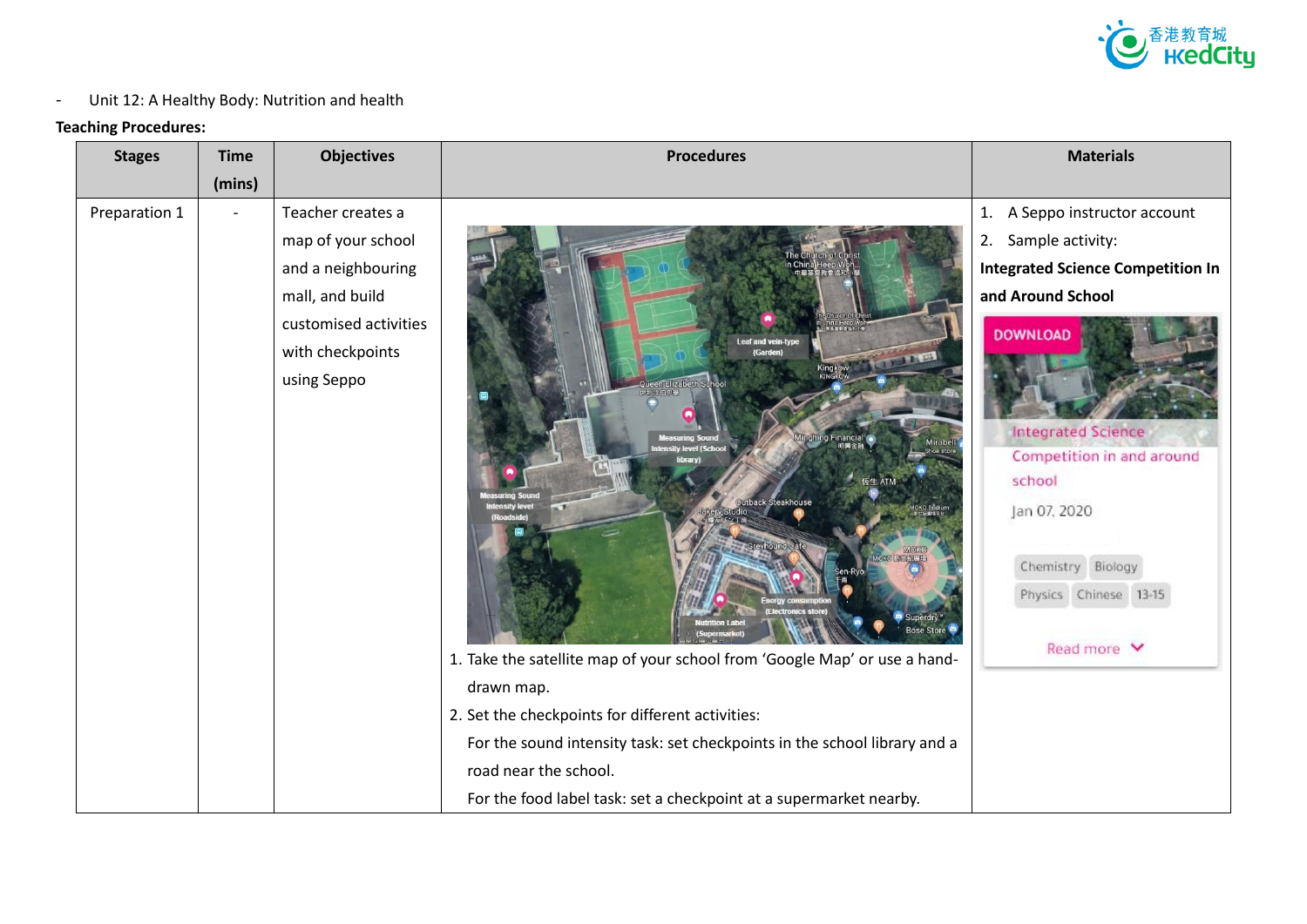- Unit 12: A Healthy Body: Nutrition and health

**Teaching Procedures:**

| Stages | Time (mins) | Objectives | Procedures | Materials |
|---|---|---|---|---|
| Preparation 1 | - | Teacher creates a map of your school and a neighbouring mall, and build customised activities with checkpoints using Seppo | 1. Take the satellite map of your school from 'Google Map' or use a hand-drawn map.<br>2. Set the checkpoints for different activities:<br>For the sound intensity task: set checkpoints in the school library and a road near the school.<br>For the food label task: set a checkpoint at a supermarket nearby. | 1. A Seppo instructor account<br>2. Sample activity:<br>**Integrated Science Competition In and Around School** |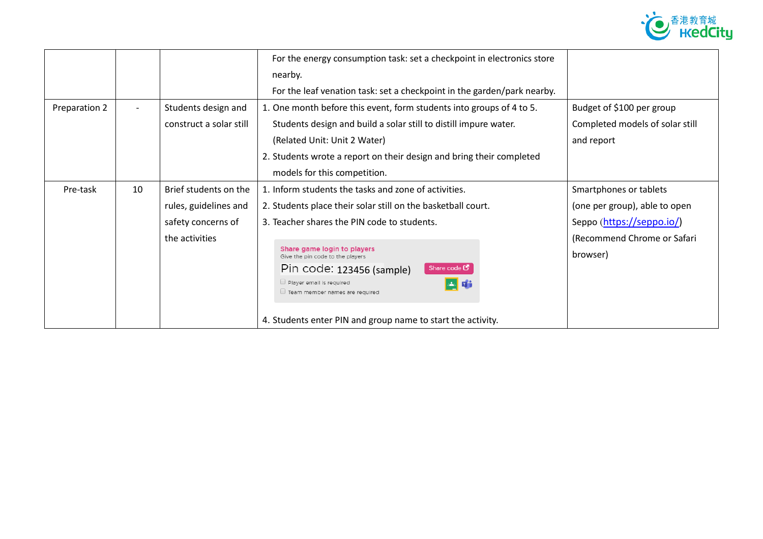| | | | | |
|---|---|---|---|---|
| | | | For the energy consumption task: set a checkpoint in electronics store nearby.<br>For the leaf venation task: set a checkpoint in the garden/park nearby. | |
| Preparation 2 | - | Students design and construct a solar still | 1. One month before this event, form students into groups of 4 to 5. Students design and build a solar still to distill impure water. (Related Unit: Unit 2 Water)<br>2. Students wrote a report on their design and bring their completed models for this competition. | Budget of $100 per group<br>Completed models of solar still and report |
| Pre-task | 10 | Brief students on the rules, guidelines and safety concerns of the activities | 1. Inform students the tasks and zone of activities.<br>2. Students place their solar still on the basketball court.<br>3. Teacher shares the PIN code to students.<br>Share game login to players<br>Give the pin code to the players<br>Pin code: 123456 (sample)<br>Share code<br>Player email is required<br>Team member names are required<br>4. Students enter PIN and group name to start the activity. | Smartphones or tablets (one per group), able to open Seppo (https://seppo.io/)<br>(Recommend Chrome or Safari browser) |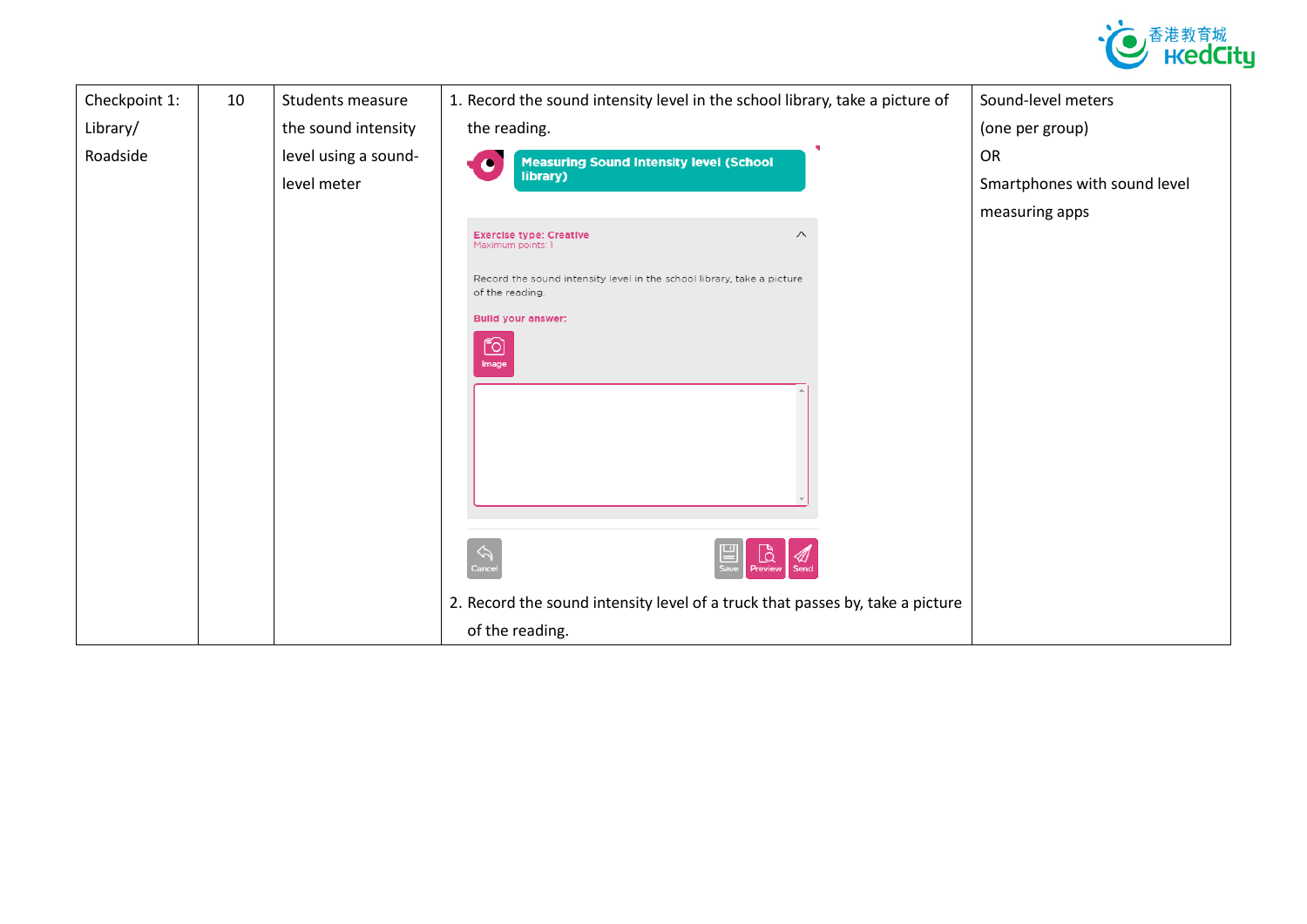| Checkpoint 1: Library/ Roadside | 10 | Students measure the sound intensity level using a sound-level meter | 1. Record the sound intensity level in the school library, take a picture of the reading.<br>**Measuring Sound Intensity level (School library)**<br>Exercise type: Creative<br>Maximum points: 1<br>Record the sound intensity level in the school library, take a picture of the reading.<br>Build your answer:<br>Image<br>Cancel Save Preview Send<br>2. Record the sound intensity level of a truck that passes by, take a picture of the reading. | Sound-level meters (one per group)<br>OR<br>Smartphones with sound level measuring apps |
|---|---|---|---|---|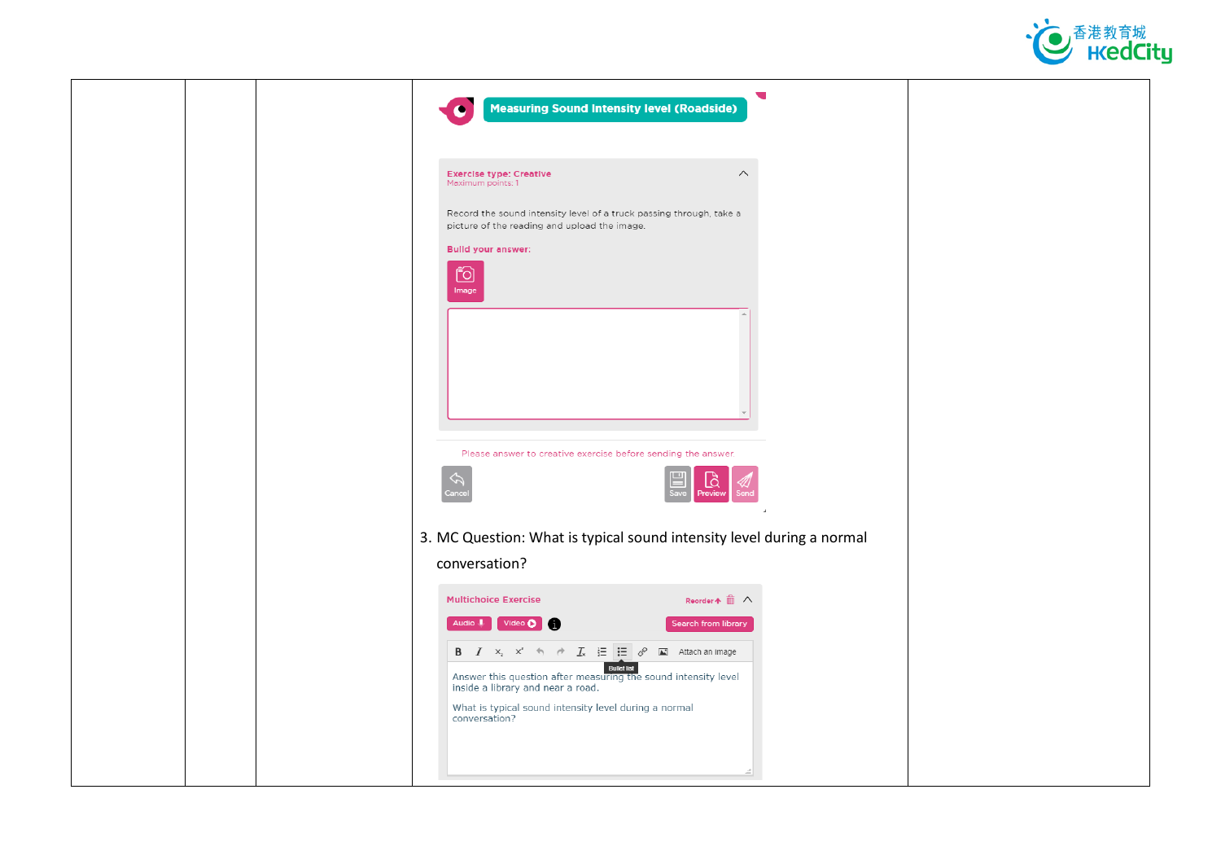| | | | Measuring Sound Intensity level (Roadside)<br><br>Exercise type: Creative<br>Maximum points: 1<br><br>Record the sound intensity level of a truck passing through, take a picture of the reading and upload the image.<br><br>Build your answer:<br><br>Image<br><br>Please answer to creative exercise before sending the answer<br><br>Cancel Save Preview Send<br><br>3. MC Question: What is typical sound intensity level during a normal conversation?<br><br>Multichoice Exercise Reorder<br><br>Audio Video Search from library<br><br>Attach an image<br><br>Answer this question after measuring the sound intensity level inside a library and near a road.<br><br>What is typical sound intensity level during a normal conversation? | |
|---|---|---|---|---|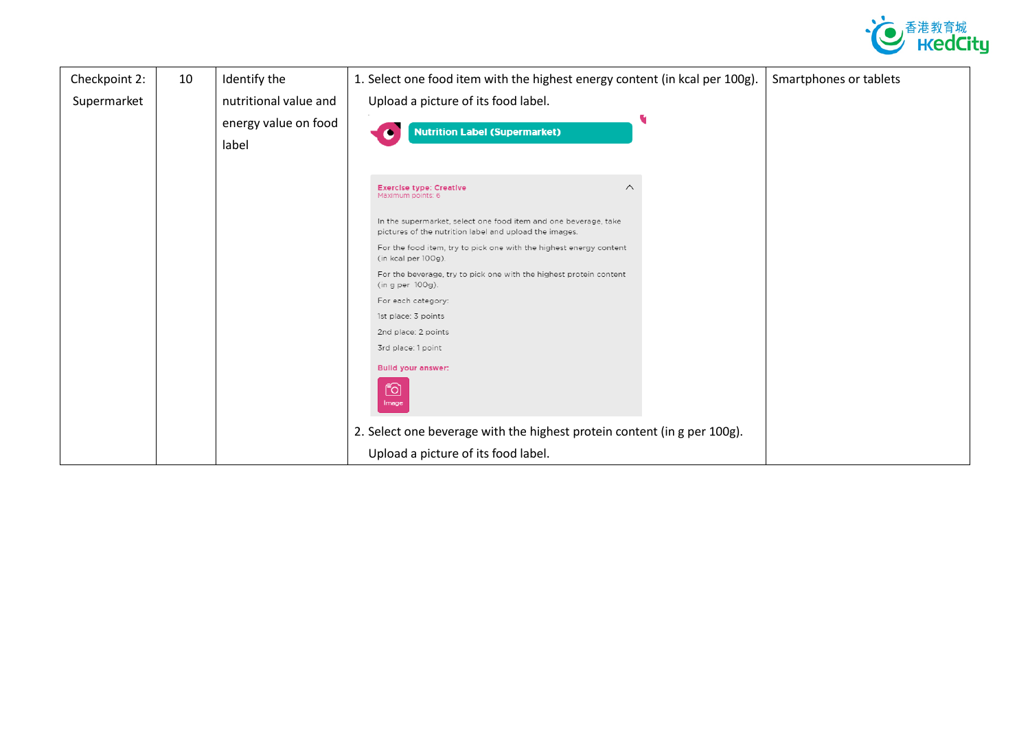| Checkpoint 2: Supermarket | 10 | Identify the nutritional value and energy value on food label | 1. Select one food item with the highest energy content (in kcal per 100g). Upload a picture of its food label.<br><br>**Nutrition Label (Supermarket)**<br><br>Exercise type: Creative<br>Maximum points: 6<br><br>In the supermarket, select one food item and one beverage, take pictures of the nutrition label and upload the images.<br><br>For the food item, try to pick one with the highest energy content (in kcal per 100g).<br><br>For the beverage, try to pick one with the highest protein content (in g per 100g).<br><br>For each category:<br>1st place: 3 points<br>2nd place: 2 points<br>3rd place: 1 point<br><br>Build your answer:<br>Image<br><br>2. Select one beverage with the highest protein content (in g per 100g). Upload a picture of its food label. | Smartphones or tablets |
|---|---|---|---|---|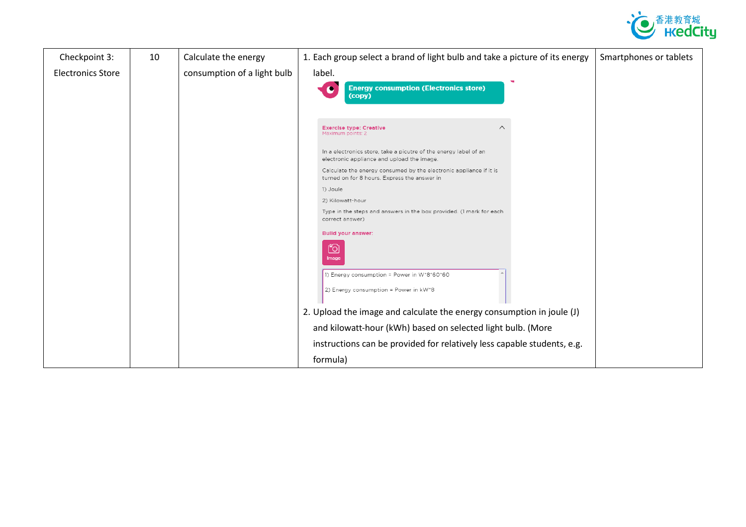| Checkpoint 3: Electronics Store | 10 | Calculate the energy consumption of a light bulb | 1. Each group select a brand of light bulb and take a picture of its energy label.<br>Energy consumption (Electronics store) (copy)<br>Exercise type: Creative<br>Maximum points: 2<br>In a electronics store, take a picutre of the energy label of an electronic appliance and upload the image.<br>Calculate the energy consumed by the electronic appliance if it is turned on for 8 hours. Express the answer in<br>1) Joule<br>2) Kilowatt-hour<br>Type in the steps and answers in the box provided. (1 mark for each correct answer)<br>Build your answer:<br>Image<br>1) Energy consumption = Power in W*8*60*60<br>2) Energy consumption = Power in kW*8<br>2. Upload the image and calculate the energy consumption in joule (J) and kilowatt-hour (kWh) based on selected light bulb. (More instructions can be provided for relatively less capable students, e.g. formula) | Smartphones or tablets |
|---|---|---|---|---|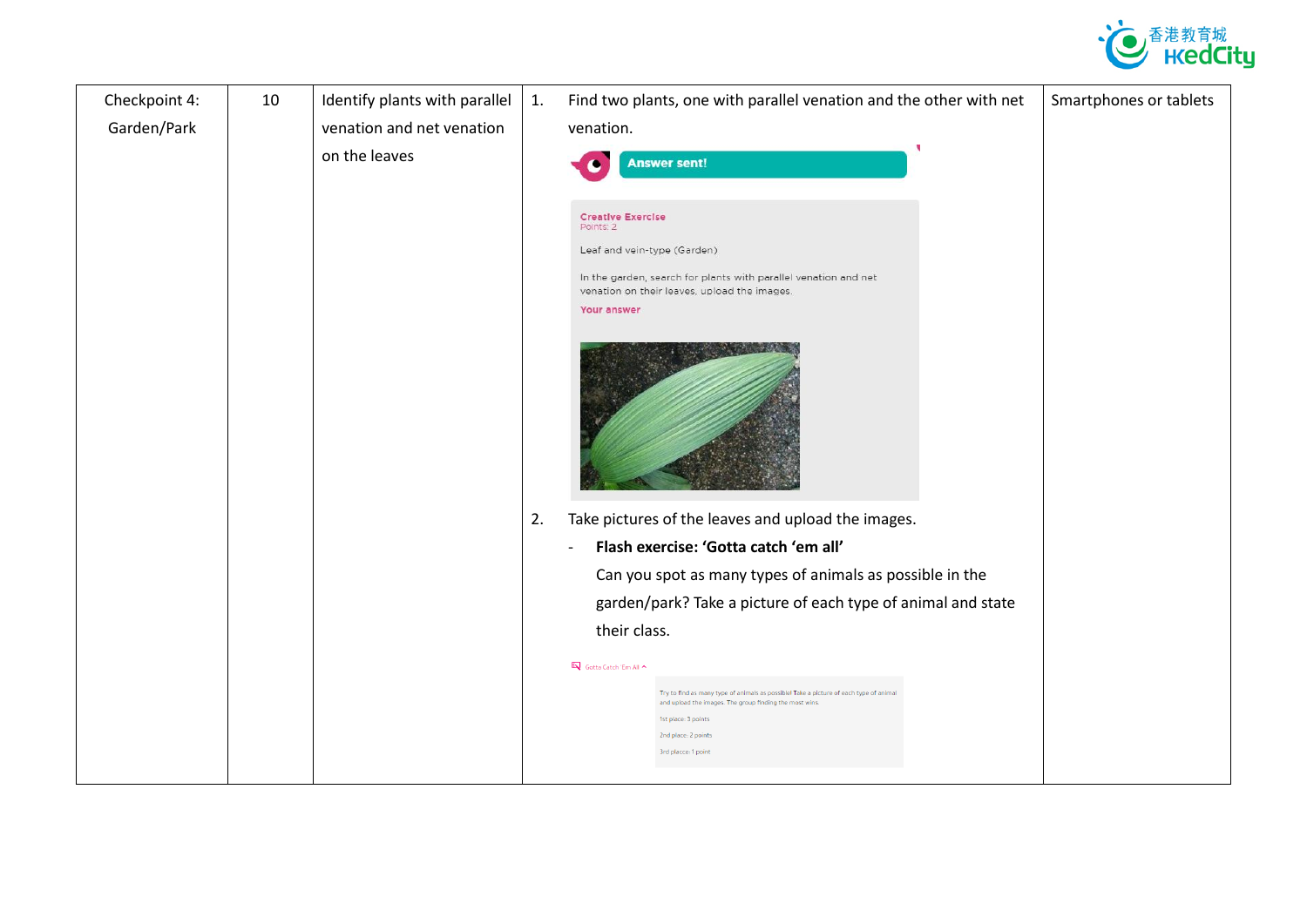| Checkpoint 4: Garden/Park | 10 | Identify plants with parallel venation and net venation on the leaves | 1. Find two plants, one with parallel venation and the other with net venation.<br><br>Answer sent!<br><br>Creative Exercise<br>Points: 2<br>Leaf and vein-type (Garden)<br>In the garden, search for plants with parallel venation and net venation on their leaves, upload the images.<br>Your answer<br><br>2. Take pictures of the leaves and upload the images.<br>- **Flash exercise: 'Gotta catch 'em all'**<br>Can you spot as many types of animals as possible in the garden/park? Take a picture of each type of animal and state their class.<br><br>Gotta Catch 'Em All<br>Try to find as many type of animals as possible! Take a picture of each type of animal and upload the images. The group finding the most wins.<br>1st place: 3 points<br>2nd place: 2 points<br>3rd place: 1 point | Smartphones or tablets |
|---|---|---|---|---|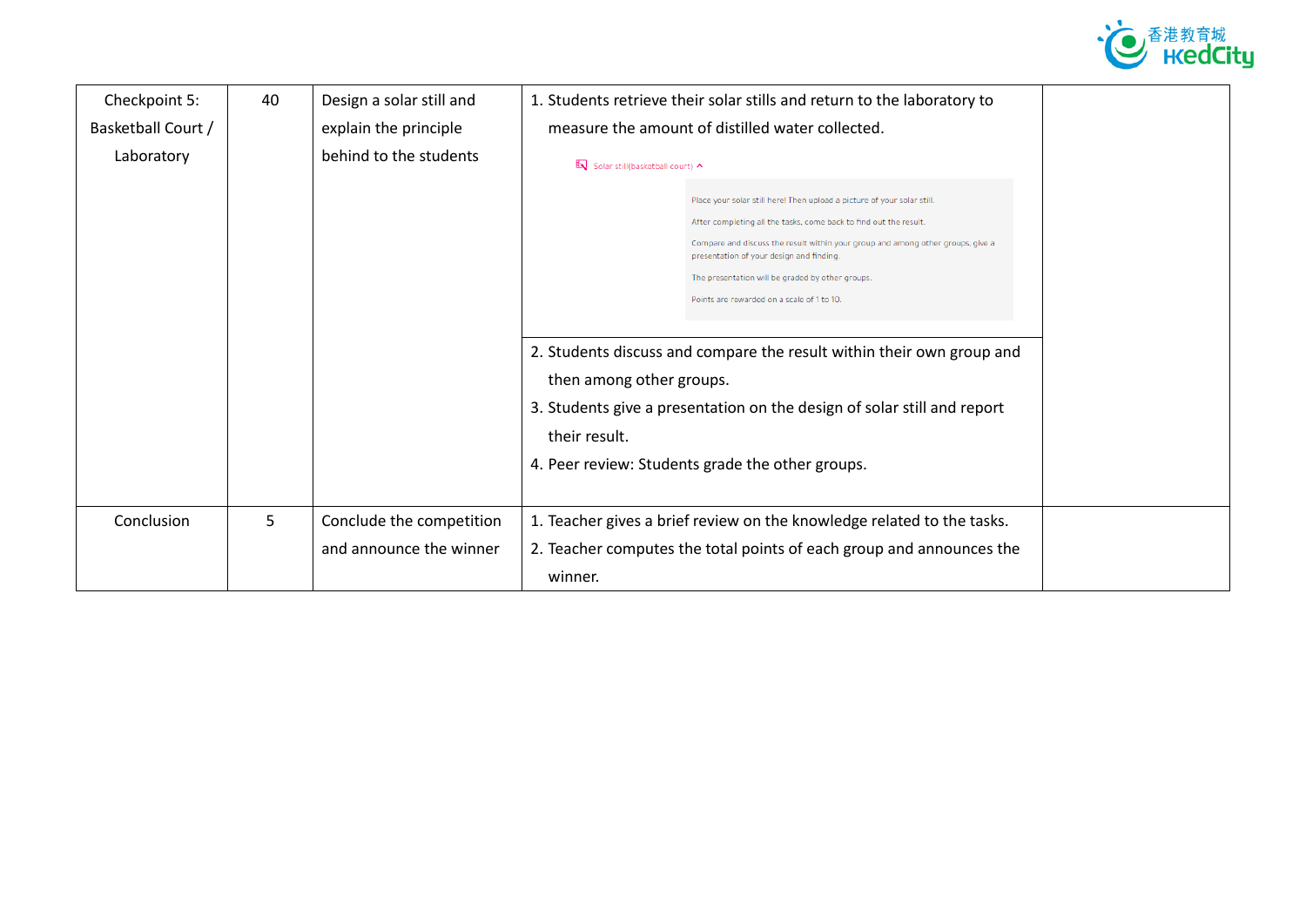| Checkpoint 5: Basketball Court / Laboratory | 40 | Design a solar still and explain the principle behind to the students | 1. Students retrieve their solar stills and return to the laboratory to measure the amount of distilled water collected.<br><br>Solar still(basketball court)<br>Place your solar still here! Then upload a picture of your solar still.<br>After completing all the tasks, come back to find out the result.<br>Compare and discuss the result within your group and among other groups, give a presentation of your design and finding.<br>The presentation will be graded by other groups.<br>Points are rewarded on a scale of 1 to 10. | |
|---|---|---|---|---|
| | | | 2. Students discuss and compare the result within their own group and then among other groups.<br>3. Students give a presentation on the design of solar still and report their result.<br>4. Peer review: Students grade the other groups. | |
| Conclusion | 5 | Conclude the competition and announce the winner | 1. Teacher gives a brief review on the knowledge related to the tasks.<br>2. Teacher computes the total points of each group and announces the winner. | |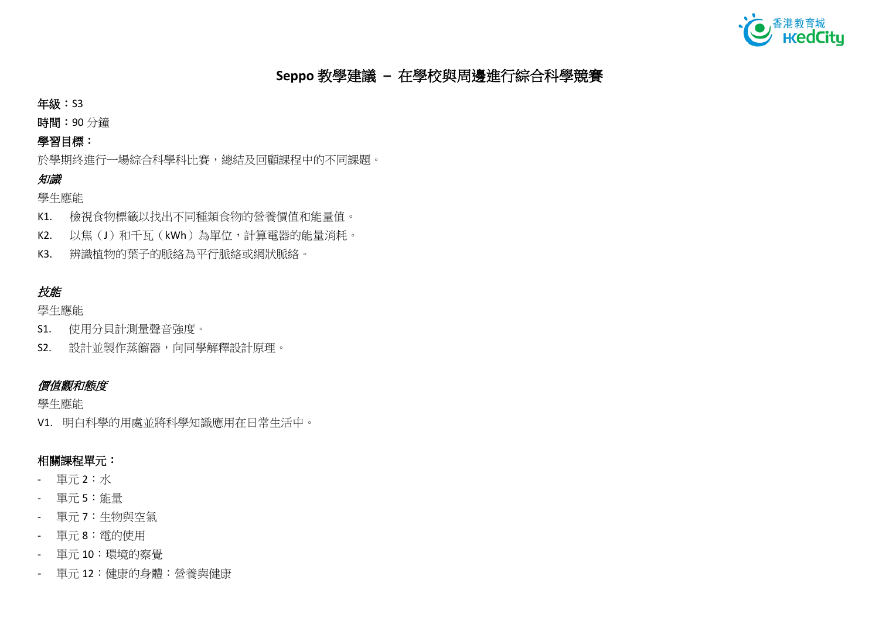# Seppo 教學建議 – 在學校與周邊進行綜合科學競賽

**年級**：S3

**時間**：90 分鐘

**學習目標**：

於學期終進行一場綜合科學科比賽，總結及回顧課程中的不同課題。

***知識***

學生應能

K1. 檢視食物標籤以找出不同種類食物的營養價值和能量值。

K2. 以焦（J）和千瓦（kWh）為單位，計算電器的能量消耗。

K3. 辨識植物的葉子的脈絡為平行脈絡或網狀脈絡。

***技能***

學生應能

S1. 使用分貝計測量聲音強度。

S2. 設計並製作蒸餾器，向同學解釋設計原理。

***價值觀和態度***

學生應能

V1. 明白科學的用處並將科學知識應用在日常生活中。

**相關課程單元**：

- 單元 2：水
- 單元 5：能量
- 單元 7：生物與空氣
- 單元 8：電的使用
- 單元 10：環境的察覺
- 單元 12：健康的身體：營養與健康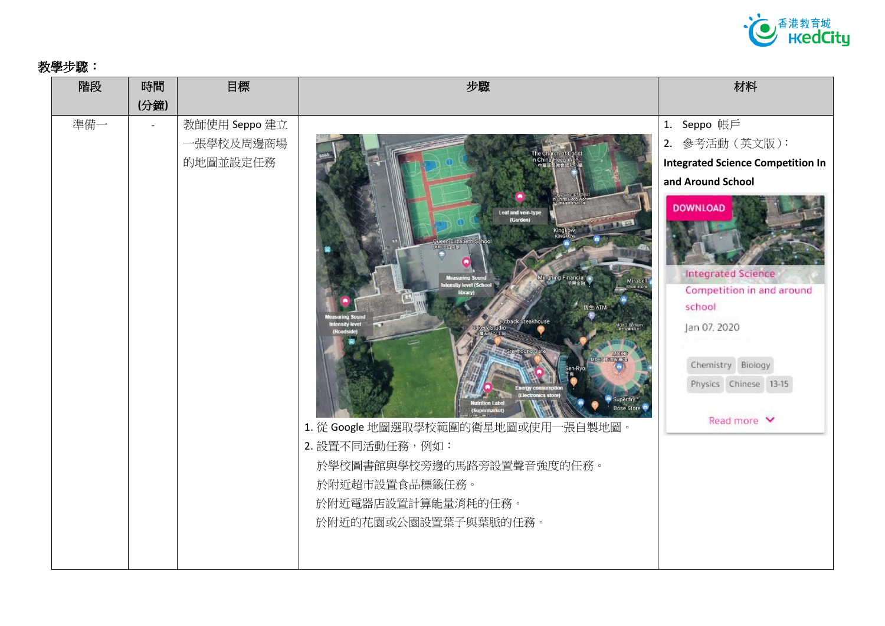教學步驟：

| 階段 | 時間 (分鐘) | 目標 | 步驟 | 材料 |
| --- | --- | --- | --- | --- |
| 準備一 | - | 教師使用 Seppo 建立一張學校及周邊商場的地圖並設定任務 | 1. 從 Google 地圖選取學校範圍的衛星地圖或使用一張自製地圖。<br>2. 設置不同活動任務，例如：<br>於學校圖書館與學校旁邊的馬路旁設置聲音強度的任務。<br>於附近超市設置食品標籤任務。<br>於附近電器店設置計算能量消耗的任務。<br>於附近的花園或公園設置葉子與葉脈的任務。 | 1. Seppo 帳戶<br>2. 參考活動（英文版）：<br>**Integrated Science Competition In and Around School** |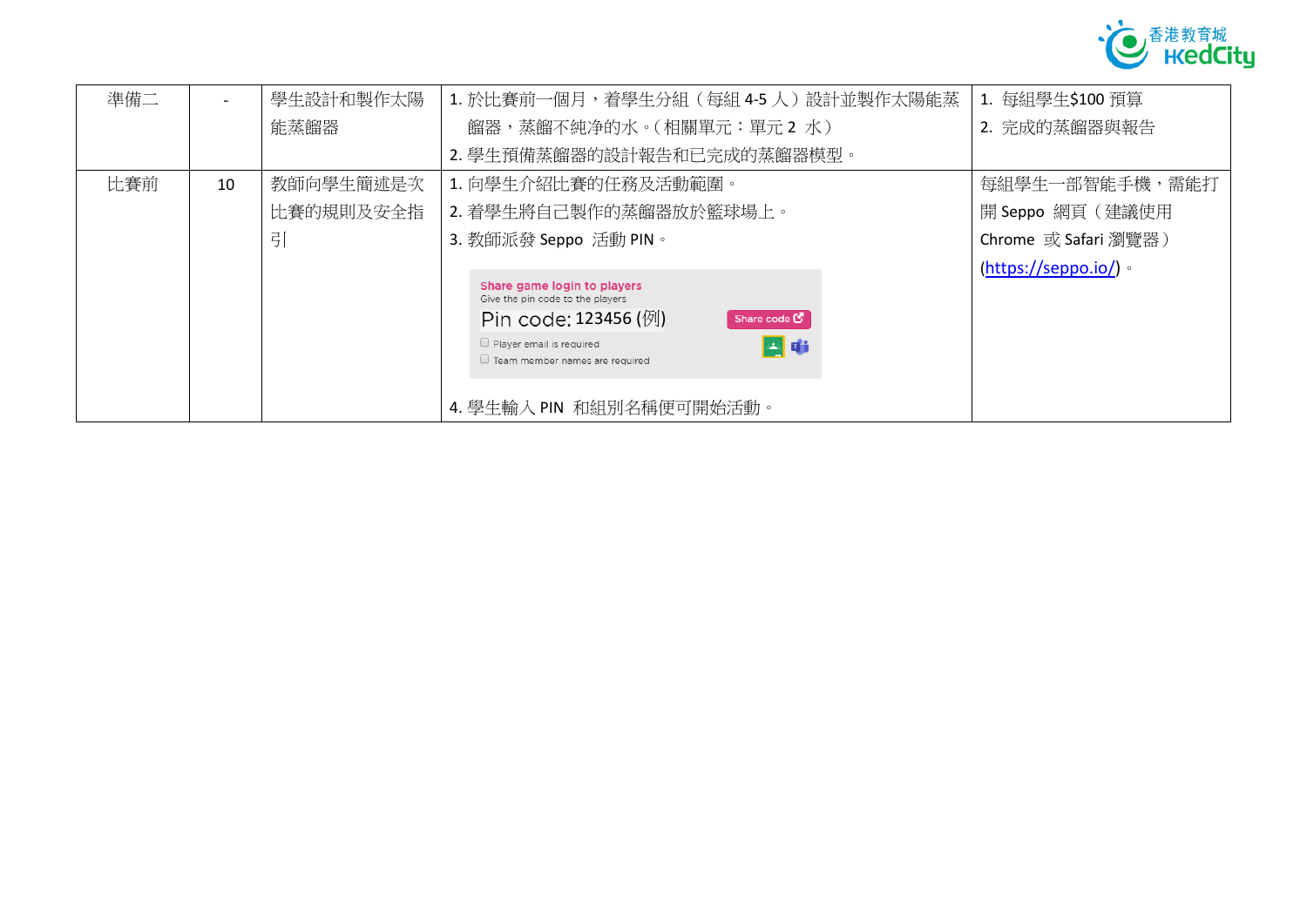| 準備二 | - | 學生設計和製作太陽能蒸餾器 | 1. 於比賽前一個月，着學生分組（每組 4-5 人）設計並製作太陽能蒸餾器，蒸餾不純净的水。（相關單元：單元 2 水）<br>2. 學生預備蒸餾器的設計報告和已完成的蒸餾器模型。 | 1. 每組學生$100 預算<br>2. 完成的蒸餾器與報告 |
|---|---|---|---|---|
| 比賽前 | 10 | 教師向學生簡述是次比賽的規則及安全指引 | 1. 向學生介紹比賽的任務及活動範圍。<br>2. 着學生將自己製作的蒸餾器放於籃球場上。<br>3. 教師派發 Seppo 活動 PIN。<br>Share game login to players<br>Give the pin code to the players<br>Pin code: 123456 (例) Share code<br>Player email is required<br>Team member names are required<br>4. 學生輸入 PIN 和組別名稱便可開始活動。 | 每組學生一部智能手機，需能打開 Seppo 網頁（建議使用 Chrome 或 Safari 瀏覽器）(https://seppo.io/)。 |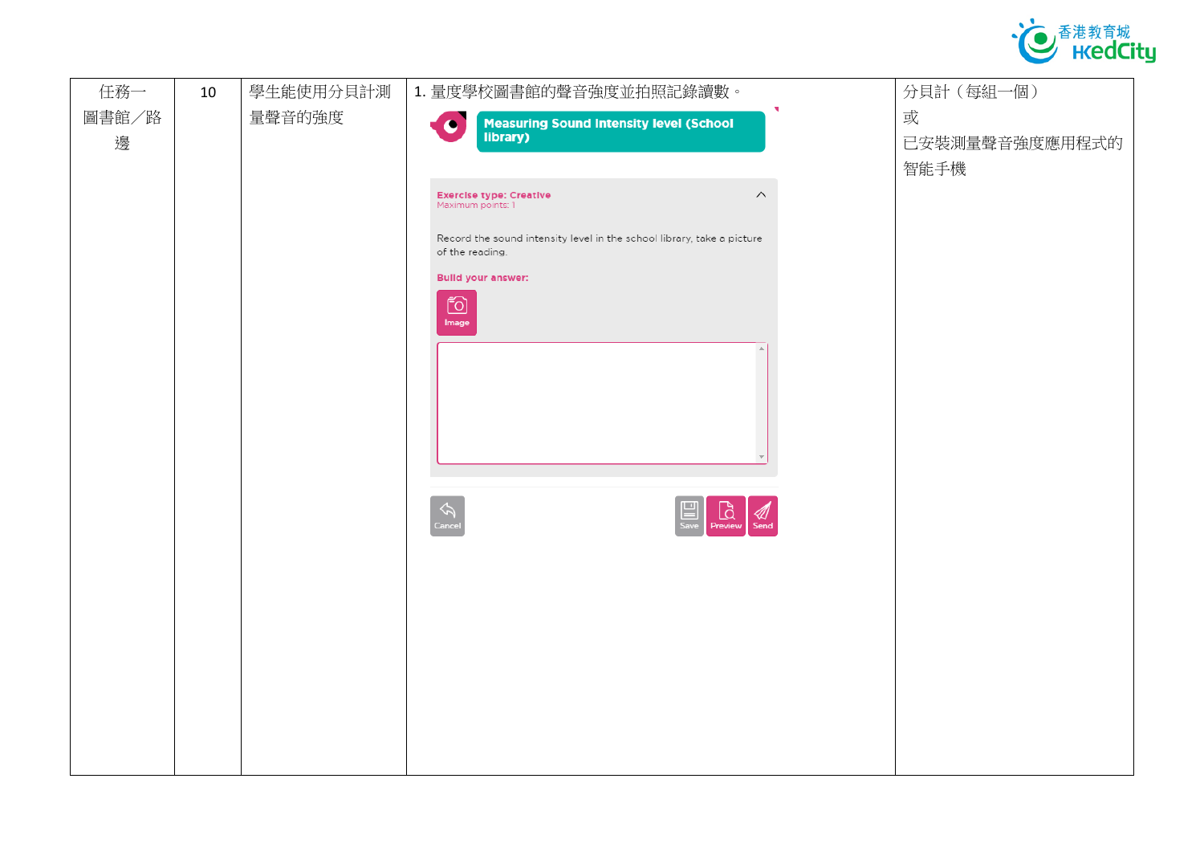| 任務一 圖書館／路邊 | 10 | 學生能使用分貝計測量聲音的強度 | 1. 量度學校圖書館的聲音強度並拍照記錄讀數。<br>Measuring Sound Intensity level (School library)<br>Exercise type: Creative<br>Maximum points: 1<br>Record the sound intensity level in the school library, take a picture of the reading.<br>Build your answer:<br>Image<br>Cancel Save Preview Send | 分貝計（每組一個）<br>或<br>已安裝測量聲音強度應用程式的智能手機 |
|---|---|---|---|---|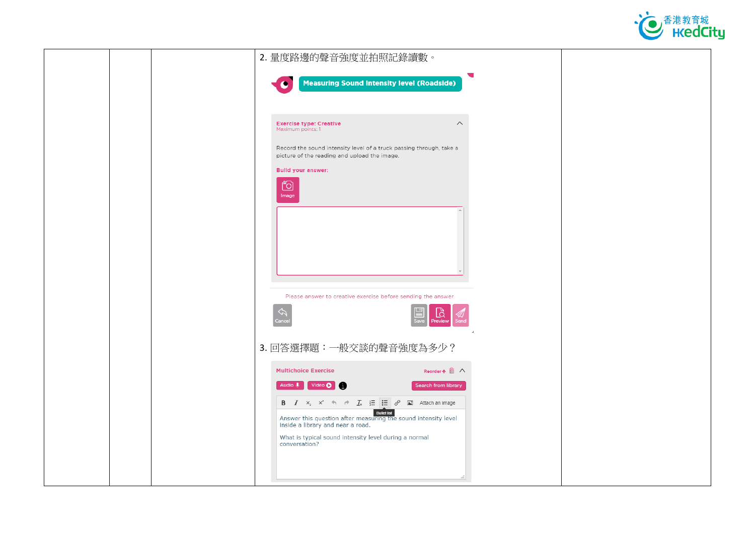| | | | 2. 量度路邊的聲音強度並拍照記錄讀數。<br><br>Measuring Sound Intensity level (Roadside)<br><br>Exercise type: Creative<br>Maximum points: 1<br><br>Record the sound intensity level of a truck passing through, take a picture of the reading and upload the image.<br><br>Build your answer:<br>Image<br><br>Please answer to creative exercise before sending the answer<br>Cancel Save Preview Send<br><br>3. 回答選擇題：一般交談的聲音強度為多少？<br><br>Multichoice Exercise Reorder<br>Audio Video Search from library<br>Attach an image<br>Bullet list<br><br>Answer this question after measuring the sound intensity level inside a library and near a road.<br><br>What is typical sound intensity level during a normal conversation? | |
|---|---|---|---|---|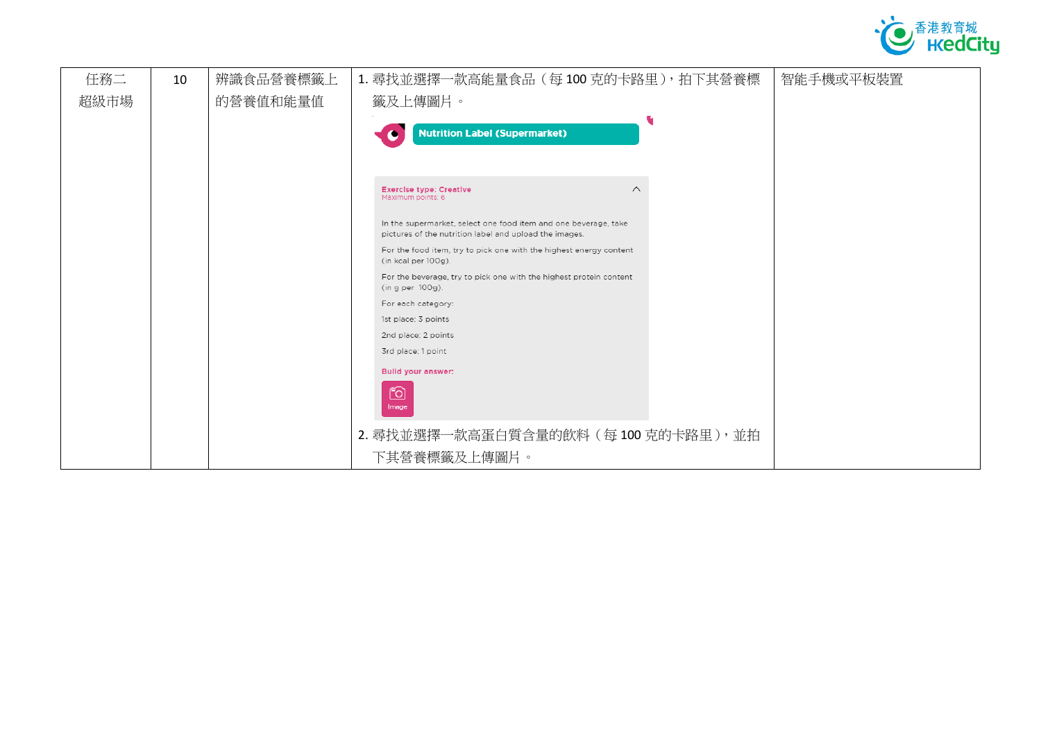| 任務二<br>超級市場 | 10 | 辨識食品營養標籤上的營養值和能量值 | 1. 尋找並選擇一款高能量食品（每 100 克的卡路里），拍下其營養標籤及上傳圖片。<br>Nutrition Label (Supermarket)<br>Exercise type: Creative<br>Maximum points: 6<br>In the supermarket, select one food item and one beverage, take pictures of the nutrition label and upload the images.<br>For the food item, try to pick one with the highest energy content (in kcal per 100g).<br>For the beverage, try to pick one with the highest protein content (in g per 100g).<br>For each category:<br>1st place: 3 points<br>2nd place: 2 points<br>3rd place: 1 point<br>Build your answer:<br>Image<br>2. 尋找並選擇一款高蛋白質含量的飲料（每 100 克的卡路里），並拍下其營養標籤及上傳圖片。 | 智能手機或平板裝置 |
| --- | --- | --- | --- | --- |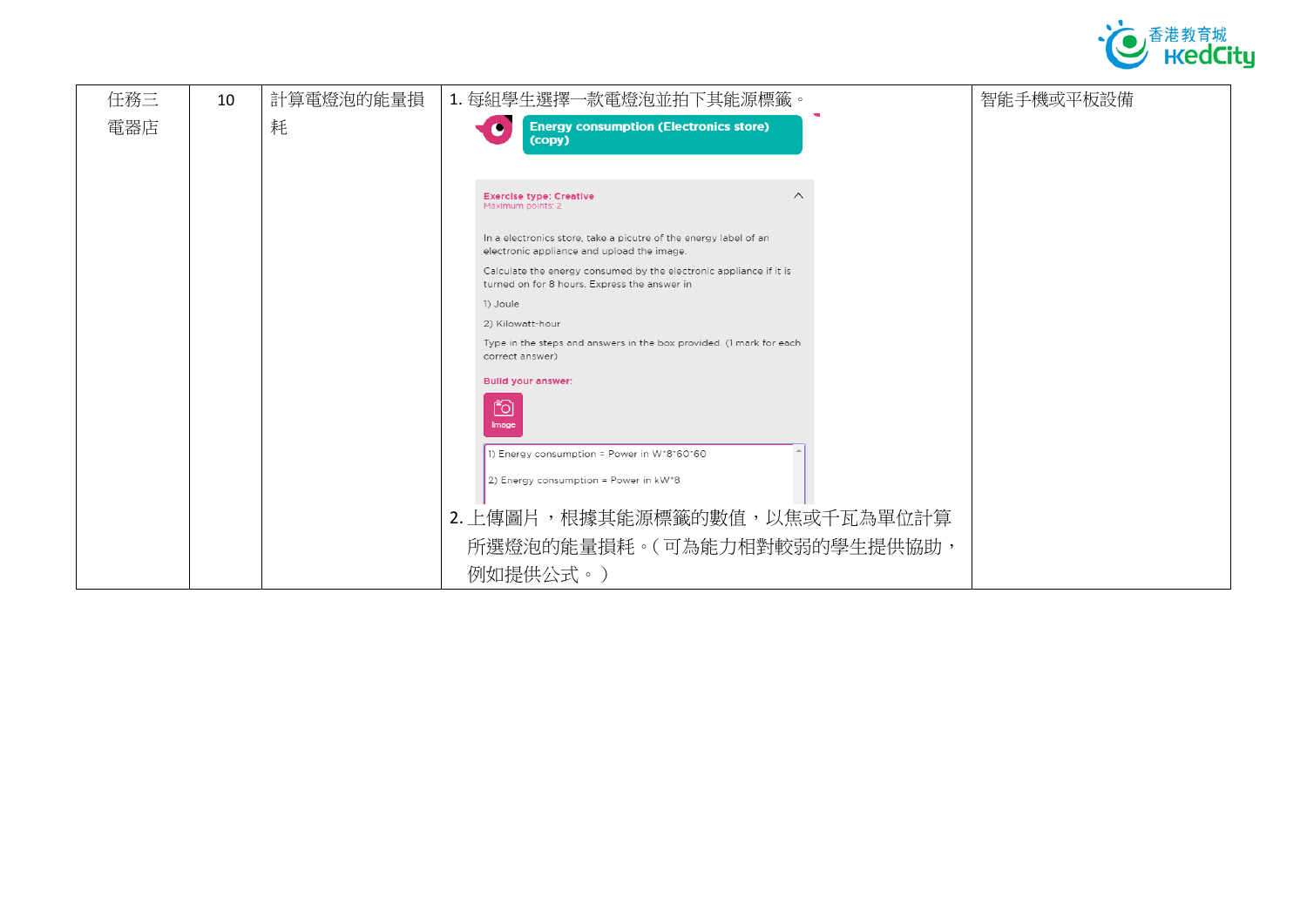| 任務三 電器店 | 10 | 計算電燈泡的能量損耗 | 1. 每組學生選擇一款電燈泡並拍下其能源標籤。<br>**Energy consumption (Electronics store) (copy)**<br>Exercise type: Creative<br>Maximum points: 2<br>In a electronics store, take a picutre of the energy label of an electronic appliance and upload the image.<br>Calculate the energy consumed by the electronic appliance if it is turned on for 8 hours. Express the answer in<br>1) Joule<br>2) Kilowatt-hour<br>Type in the steps and answers in the box provided. (1 mark for each correct answer)<br>Build your answer:<br>Image<br>1) Energy consumption = Power in W*8*60*60<br>2) Energy consumption = Power in kW*8<br>2. 上傳圖片，根據其能源標籤的數值，以焦或千瓦為單位計算所選燈泡的能量損耗。(可為能力相對較弱的學生提供協助，例如提供公式。) | 智能手機或平板設備 |
|---|---|---|---|---|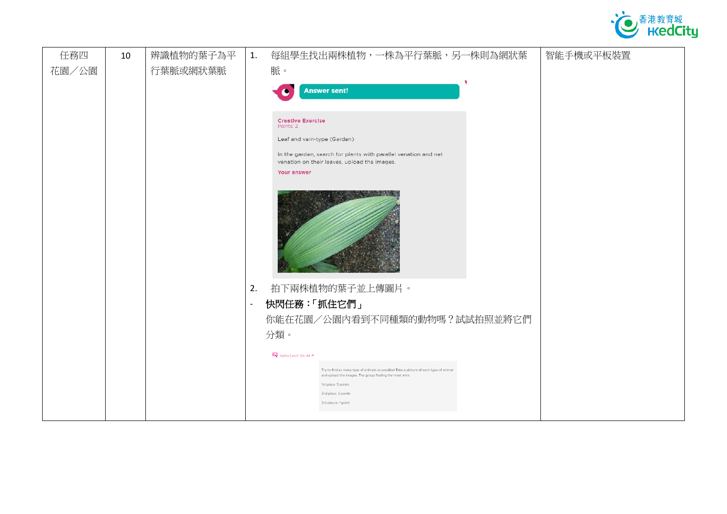| 任務四 花園／公園 | 10 | 辨識植物的葉子為平行葉脈或網狀葉脈 | 1. 每組學生找出兩株植物，一株為平行葉脈，另一株則為網狀葉脈。<br>Answer sent!<br>Creative Exercise<br>Points: 2<br>Leaf and vein-type (Garden)<br>In the garden, search for plants with parallel venation and net venation on their leaves, upload the images.<br>Your answer<br>2. 拍下兩株植物的葉子並上傳圖片。<br>- **快閃任務：「抓住它們」**<br>你能在花園／公園內看到不同種類的動物嗎？試試拍照並將它們分類。<br>Gotta Catch 'Em All<br>Try to find as many type of animals as possible! Take a picture of each type of animal and upload the images. The group finding the most wins.<br>1st place: 3 points<br>2nd place: 2 points<br>3rd placce: 1 point | 智能手機或平板裝置 |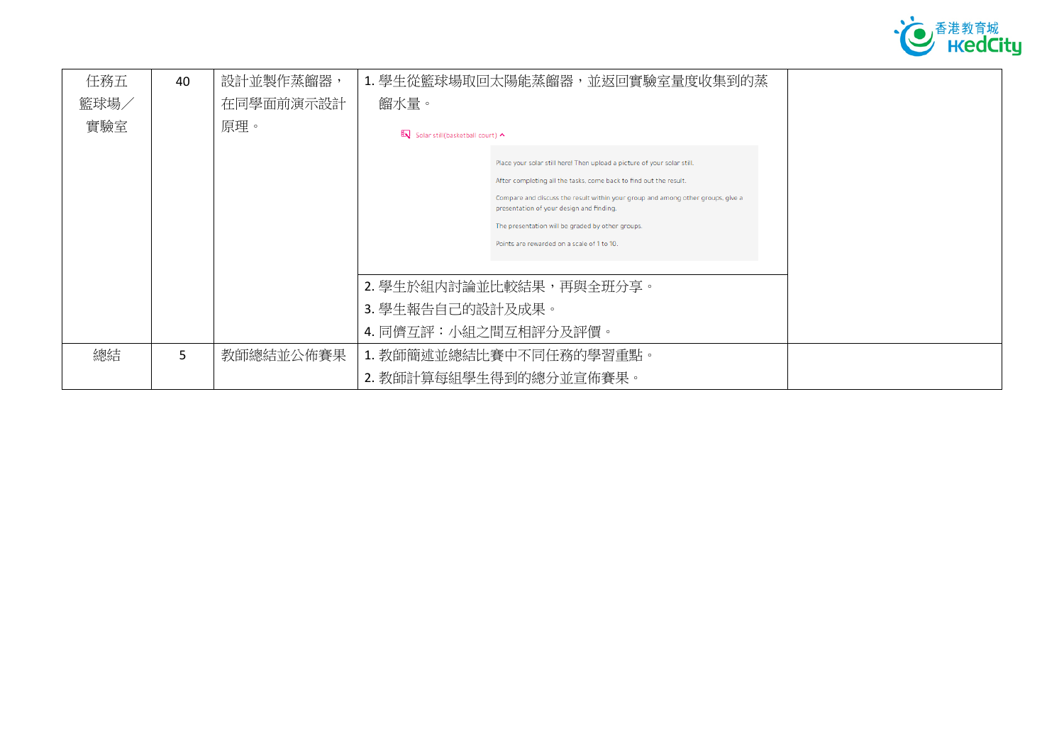| | | | | |
|---|---|---|---|---|
| 任務五<br>籃球場／<br>實驗室 | 40 | 設計並製作蒸餾器，在同學面前演示設計原理。 | 1. 學生從籃球場取回太陽能蒸餾器，並返回實驗室量度收集到的蒸餾水量。<br>Solar still(basketball court)<br>Place your solar still here! Then upload a picture of your solar still.<br>After completing all the tasks, come back to find out the result.<br>Compare and discuss the result within your group and among other groups, give a presentation of your design and finding.<br>The presentation will be graded by other groups.<br>Points are rewarded on a scale of 1 to 10. | |
| | | | 2. 學生於組內討論並比較結果，再與全班分享。<br>3. 學生報告自己的設計及成果。<br>4. 同儕互評：小組之間互相評分及評價。 | |
| 總結 | 5 | 教師總結並公佈賽果 | 1. 教師簡述並總結比賽中不同任務的學習重點。<br>2. 教師計算每組學生得到的總分並宣佈賽果。 | |